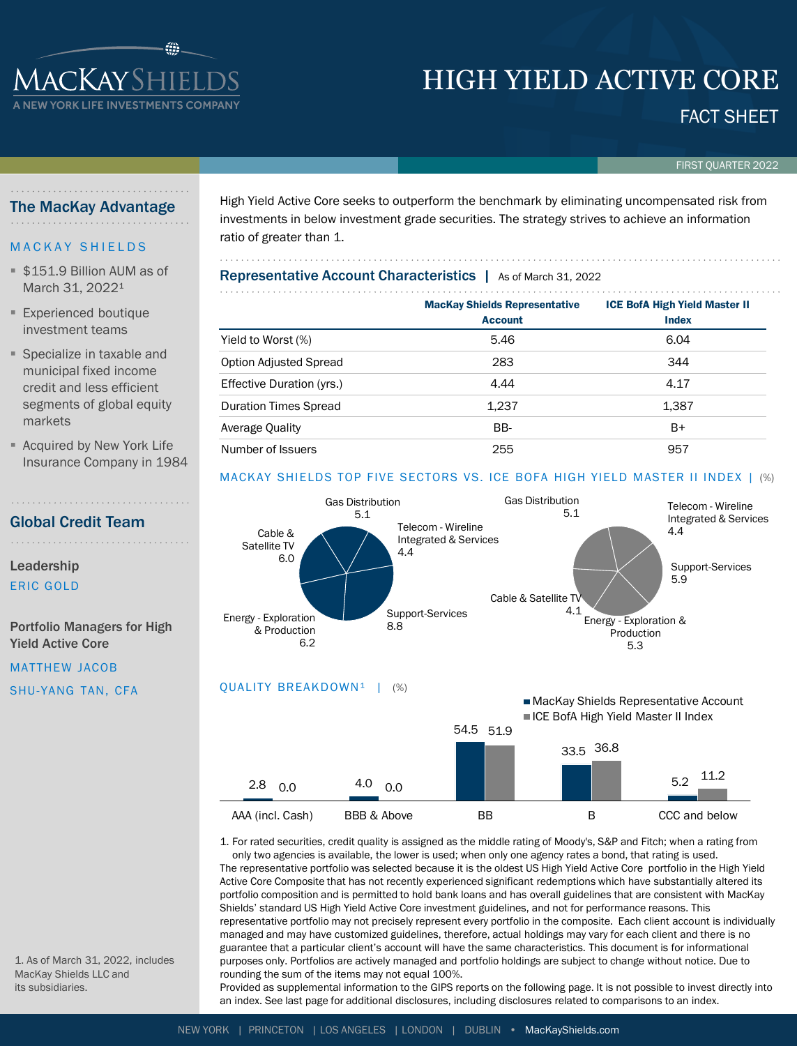# HIGH YIELD ACTIVE CORE

## FACT SHEET

FIRST QUARTER 2022

MacKay Shields — A New York Life Investments Company

## The MacKay Advantage

MACKAY SHIELDS

- $151.9 Billion AUM as of March 31, 2022[1]
- Experienced boutique investment teams
- Specialize in taxable and municipal fixed income credit and less efficient segments of global equity markets
- Acquired by New York Life Insurance Company in 1984

## Global Credit Team

**Leadership**

ERIC GOLD

**Portfolio Managers for High Yield Active Core**

MATTHEW JACOB

SHU-YANG TAN, CFA

1. As of March 31, 2022, includes MacKay Shields LLC and its subsidiaries.

High Yield Active Core seeks to outperform the benchmark by eliminating uncompensated risk from investments in below investment grade securities. The strategy strives to achieve an information ratio of greater than 1.

### Representative Account Characteristics | As of March 31, 2022

| | MacKay Shields Representative Account | ICE BofA High Yield Master II Index |
|---|---|---|
| Yield to Worst (%) | 5.46 | 6.04 |
| Option Adjusted Spread | 283 | 344 |
| Effective Duration (yrs.) | 4.44 | 4.17 |
| Duration Times Spread | 1,237 | 1,387 |
| Average Quality | BB- | B+ |
| Number of Issuers | 255 | 957 |

### MACKAY SHIELDS TOP FIVE SECTORS VS. ICE BOFA HIGH YIELD MASTER II INDEX | (%)

| Sector | MacKay Shields Representative Account | ICE BofA High Yield Master II Index |
|---|---|---|
| Gas Distribution | 5.1 | 5.1 |
| Telecom - Wireline Integrated & Services | 4.4 | 4.4 |
| Support-Services | 8.8 | 5.9 |
| Energy - Exploration & Production | 6.2 | 5.3 |
| Cable & Satellite TV | 6.0 | 4.1 |

### QUALITY BREAKDOWN[1] | (%)

| | MacKay Shields Representative Account | ICE BofA High Yield Master II Index |
|---|---|---|
| AAA (incl. Cash) | 2.8 | 0.0 |
| BBB & Above | 4.0 | 0.0 |
| BB | 54.5 | 51.9 |
| B | 33.5 | 36.8 |
| CCC and below | 5.2 | 11.2 |

1. For rated securities, credit quality is assigned as the middle rating of Moody's, S&P and Fitch; when a rating from only two agencies is available, the lower is used; when only one agency rates a bond, that rating is used.

The representative portfolio was selected because it is the oldest US High Yield Active Core portfolio in the High Yield Active Core Composite that has not recently experienced significant redemptions which have substantially altered its portfolio composition and is permitted to hold bank loans and has overall guidelines that are consistent with MacKay Shields' standard US High Yield Active Core investment guidelines, and not for performance reasons. This representative portfolio may not precisely represent every portfolio in the composite. Each client account is individually managed and may have customized guidelines, therefore, actual holdings may vary for each client and there is no guarantee that a particular client's account will have the same characteristics. This document is for informational purposes only. Portfolios are actively managed and portfolio holdings are subject to change without notice. Due to rounding the sum of the items may not equal 100%.

Provided as supplemental information to the GIPS reports on the following page. It is not possible to invest directly into an index. See last page for additional disclosures, including disclosures related to comparisons to an index.

NEW YORK | PRINCETON | LOS ANGELES | LONDON | DUBLIN • MacKayShields.com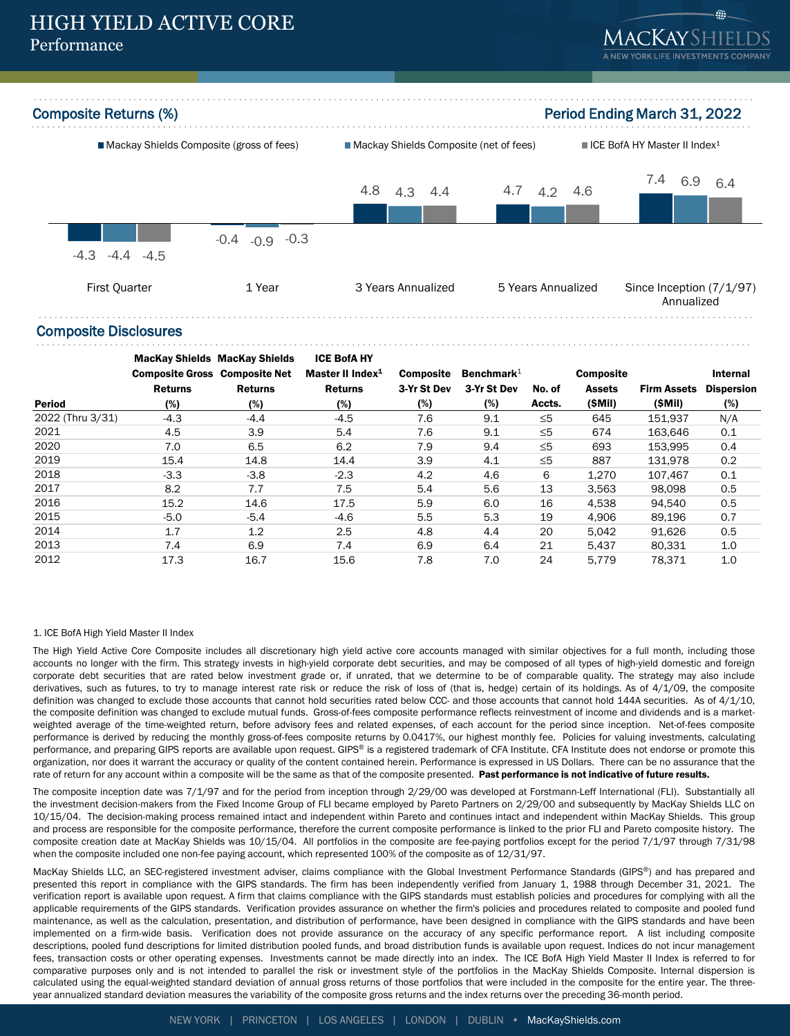# HIGH YIELD ACTIVE CORE
## Performance

### Composite Returns (%)

Period Ending March 31, 2022

| | Mackay Shields Composite (gross of fees) | Mackay Shields Composite (net of fees) | ICE BofA HY Master II Index[1] |
|---|---|---|---|
| First Quarter | -4.3 | -4.4 | -4.5 |
| 1 Year | -0.4 | -0.9 | -0.3 |
| 3 Years Annualized | 4.8 | 4.3 | 4.4 |
| 5 Years Annualized | 4.7 | 4.2 | 4.6 |
| Since Inception (7/1/97) Annualized | 7.4 | 6.9 | 6.4 |

### Composite Disclosures

| Period | MacKay Shields Composite Gross Returns (%) | MacKay Shields Composite Net Returns (%) | ICE BofA HY Master II Index[1] Returns (%) | Composite 3-Yr St Dev (%) | Benchmark[1] 3-Yr St Dev (%) | No. of Accts. | Composite Assets ($Mil) | Firm Assets ($Mil) | Internal Dispersion (%) |
|---|---|---|---|---|---|---|---|---|---|
| 2022 (Thru 3/31) | -4.3 | -4.4 | -4.5 | 7.6 | 9.1 | ≤5 | 645 | 151,937 | N/A |
| 2021 | 4.5 | 3.9 | 5.4 | 7.6 | 9.1 | ≤5 | 674 | 163,646 | 0.1 |
| 2020 | 7.0 | 6.5 | 6.2 | 7.9 | 9.4 | ≤5 | 693 | 153,995 | 0.4 |
| 2019 | 15.4 | 14.8 | 14.4 | 3.9 | 4.1 | ≤5 | 887 | 131,978 | 0.2 |
| 2018 | -3.3 | -3.8 | -2.3 | 4.2 | 4.6 | 6 | 1,270 | 107,467 | 0.1 |
| 2017 | 8.2 | 7.7 | 7.5 | 5.4 | 5.6 | 13 | 3,563 | 98,098 | 0.5 |
| 2016 | 15.2 | 14.6 | 17.5 | 5.9 | 6.0 | 16 | 4,538 | 94,540 | 0.5 |
| 2015 | -5.0 | -5.4 | -4.6 | 5.5 | 5.3 | 19 | 4,906 | 89,196 | 0.7 |
| 2014 | 1.7 | 1.2 | 2.5 | 4.8 | 4.4 | 20 | 5,042 | 91,626 | 0.5 |
| 2013 | 7.4 | 6.9 | 7.4 | 6.9 | 6.4 | 21 | 5,437 | 80,331 | 1.0 |
| 2012 | 17.3 | 16.7 | 15.6 | 7.8 | 7.0 | 24 | 5,779 | 78,371 | 1.0 |

1. ICE BofA High Yield Master II Index

The High Yield Active Core Composite includes all discretionary high yield active core accounts managed with similar objectives for a full month, including those accounts no longer with the firm. This strategy invests in high-yield corporate debt securities, and may be composed of all types of high-yield domestic and foreign corporate debt securities that are rated below investment grade or, if unrated, that we determine to be of comparable quality. The strategy may also include derivatives, such as futures, to try to manage interest rate risk or reduce the risk of loss of (that is, hedge) certain of its holdings. As of 4/1/09, the composite definition was changed to exclude those accounts that cannot hold securities rated below CCC- and those accounts that cannot hold 144A securities. As of 4/1/10, the composite definition was changed to exclude mutual funds. Gross-of-fees composite performance reflects reinvestment of income and dividends and is a market-weighted average of the time-weighted return, before advisory fees and related expenses, of each account for the period since inception. Net-of-fees composite performance is derived by reducing the monthly gross-of-fees composite returns by 0.0417%, our highest monthly fee. Policies for valuing investments, calculating performance, and preparing GIPS reports are available upon request. GIPS® is a registered trademark of CFA Institute. CFA Institute does not endorse or promote this organization, nor does it warrant the accuracy or quality of the content contained herein. Performance is expressed in US Dollars. There can be no assurance that the rate of return for any account within a composite will be the same as that of the composite presented. **Past performance is not indicative of future results.**

The composite inception date was 7/1/97 and for the period from inception through 2/29/00 was developed at Forstmann-Leff International (FLI). Substantially all the investment decision-makers from the Fixed Income Group of FLI became employed by Pareto Partners on 2/29/00 and subsequently by MacKay Shields LLC on 10/15/04. The decision-making process remained intact and independent within Pareto and continues intact and independent within MacKay Shields. This group and process are responsible for the composite performance, therefore the current composite performance is linked to the prior FLI and Pareto composite history. The composite creation date at MacKay Shields was 10/15/04. All portfolios in the composite are fee-paying portfolios except for the period 7/1/97 through 7/31/98 when the composite included one non-fee paying account, which represented 100% of the composite as of 12/31/97.

MacKay Shields LLC, an SEC-registered investment adviser, claims compliance with the Global Investment Performance Standards (GIPS®) and has prepared and presented this report in compliance with the GIPS standards. The firm has been independently verified from January 1, 1988 through December 31, 2021. The verification report is available upon request. A firm that claims compliance with the GIPS standards must establish policies and procedures for complying with all the applicable requirements of the GIPS standards. Verification provides assurance on whether the firm's policies and procedures related to composite and pooled fund maintenance, as well as the calculation, presentation, and distribution of performance, have been designed in compliance with the GIPS standards and have been implemented on a firm-wide basis. Verification does not provide assurance on the accuracy of any specific performance report. A list including composite descriptions, pooled fund descriptions for limited distribution pooled funds, and broad distribution funds is available upon request. Indices do not incur management fees, transaction costs or other operating expenses. Investments cannot be made directly into an index. The ICE BofA High Yield Master II Index is referred to for comparative purposes only and is not intended to parallel the risk or investment style of the portfolios in the MacKay Shields Composite. Internal dispersion is calculated using the equal-weighted standard deviation of annual gross returns of those portfolios that were included in the composite for the entire year. The three-year annualized standard deviation measures the variability of the composite gross returns and the index returns over the preceding 36-month period.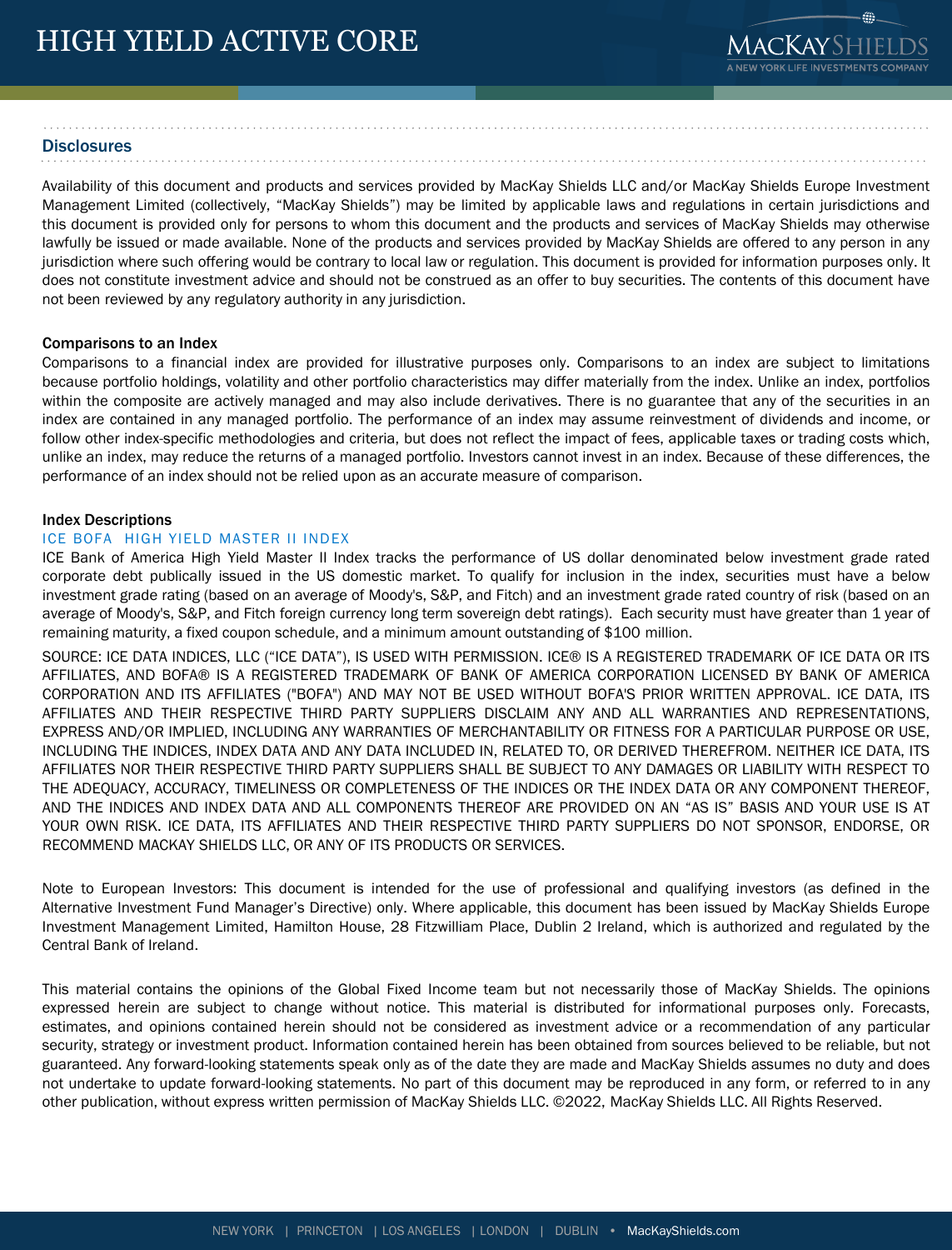## Disclosures

Availability of this document and products and services provided by MacKay Shields LLC and/or MacKay Shields Europe Investment Management Limited (collectively, "MacKay Shields") may be limited by applicable laws and regulations in certain jurisdictions and this document is provided only for persons to whom this document and the products and services of MacKay Shields may otherwise lawfully be issued or made available. None of the products and services provided by MacKay Shields are offered to any person in any jurisdiction where such offering would be contrary to local law or regulation. This document is provided for information purposes only. It does not constitute investment advice and should not be construed as an offer to buy securities. The contents of this document have not been reviewed by any regulatory authority in any jurisdiction.

**Comparisons to an Index**

Comparisons to a financial index are provided for illustrative purposes only. Comparisons to an index are subject to limitations because portfolio holdings, volatility and other portfolio characteristics may differ materially from the index. Unlike an index, portfolios within the composite are actively managed and may also include derivatives. There is no guarantee that any of the securities in an index are contained in any managed portfolio. The performance of an index may assume reinvestment of dividends and income, or follow other index-specific methodologies and criteria, but does not reflect the impact of fees, applicable taxes or trading costs which, unlike an index, may reduce the returns of a managed portfolio. Investors cannot invest in an index. Because of these differences, the performance of an index should not be relied upon as an accurate measure of comparison.

**Index Descriptions**

ICE BOFA HIGH YIELD MASTER II INDEX

ICE Bank of America High Yield Master II Index tracks the performance of US dollar denominated below investment grade rated corporate debt publically issued in the US domestic market. To qualify for inclusion in the index, securities must have a below investment grade rating (based on an average of Moody's, S&P, and Fitch) and an investment grade rated country of risk (based on an average of Moody's, S&P, and Fitch foreign currency long term sovereign debt ratings). Each security must have greater than 1 year of remaining maturity, a fixed coupon schedule, and a minimum amount outstanding of $100 million.

SOURCE: ICE DATA INDICES, LLC ("ICE DATA"), IS USED WITH PERMISSION. ICE® IS A REGISTERED TRADEMARK OF ICE DATA OR ITS AFFILIATES, AND BOFA® IS A REGISTERED TRADEMARK OF BANK OF AMERICA CORPORATION LICENSED BY BANK OF AMERICA CORPORATION AND ITS AFFILIATES ("BOFA") AND MAY NOT BE USED WITHOUT BOFA'S PRIOR WRITTEN APPROVAL. ICE DATA, ITS AFFILIATES AND THEIR RESPECTIVE THIRD PARTY SUPPLIERS DISCLAIM ANY AND ALL WARRANTIES AND REPRESENTATIONS, EXPRESS AND/OR IMPLIED, INCLUDING ANY WARRANTIES OF MERCHANTABILITY OR FITNESS FOR A PARTICULAR PURPOSE OR USE, INCLUDING THE INDICES, INDEX DATA AND ANY DATA INCLUDED IN, RELATED TO, OR DERIVED THEREFROM. NEITHER ICE DATA, ITS AFFILIATES NOR THEIR RESPECTIVE THIRD PARTY SUPPLIERS SHALL BE SUBJECT TO ANY DAMAGES OR LIABILITY WITH RESPECT TO THE ADEQUACY, ACCURACY, TIMELINESS OR COMPLETENESS OF THE INDICES OR THE INDEX DATA OR ANY COMPONENT THEREOF, AND THE INDICES AND INDEX DATA AND ALL COMPONENTS THEREOF ARE PROVIDED ON AN "AS IS" BASIS AND YOUR USE IS AT YOUR OWN RISK. ICE DATA, ITS AFFILIATES AND THEIR RESPECTIVE THIRD PARTY SUPPLIERS DO NOT SPONSOR, ENDORSE, OR RECOMMEND MACKAY SHIELDS LLC, OR ANY OF ITS PRODUCTS OR SERVICES.

Note to European Investors: This document is intended for the use of professional and qualifying investors (as defined in the Alternative Investment Fund Manager's Directive) only. Where applicable, this document has been issued by MacKay Shields Europe Investment Management Limited, Hamilton House, 28 Fitzwilliam Place, Dublin 2 Ireland, which is authorized and regulated by the Central Bank of Ireland.

This material contains the opinions of the Global Fixed Income team but not necessarily those of MacKay Shields. The opinions expressed herein are subject to change without notice. This material is distributed for informational purposes only. Forecasts, estimates, and opinions contained herein should not be considered as investment advice or a recommendation of any particular security, strategy or investment product. Information contained herein has been obtained from sources believed to be reliable, but not guaranteed. Any forward-looking statements speak only as of the date they are made and MacKay Shields assumes no duty and does not undertake to update forward-looking statements. No part of this document may be reproduced in any form, or referred to in any other publication, without express written permission of MacKay Shields LLC. ©2022, MacKay Shields LLC. All Rights Reserved.